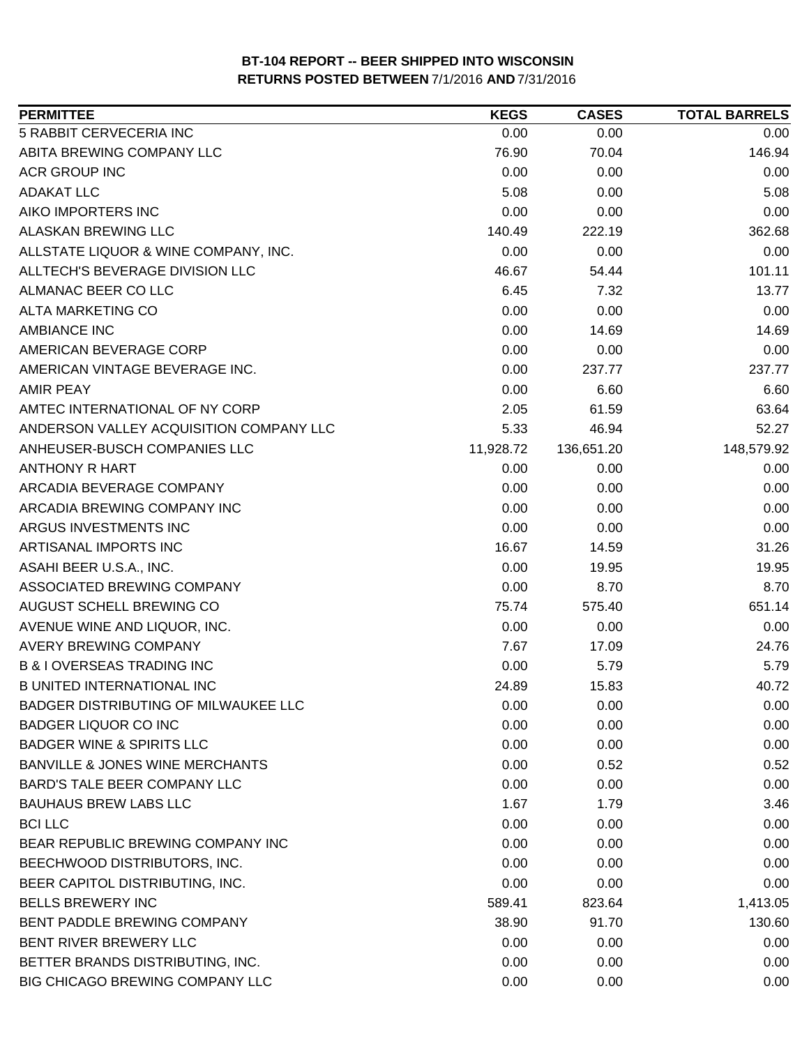# BT-104 REPORT -- BEER SHIPPED INTO WISCONSIN
## RETURNS POSTED BETWEEN 7/1/2016 AND 7/31/2016

| PERMITTEE | KEGS | CASES | TOTAL BARRELS |
|---|---|---|---|
| 5 RABBIT CERVECERIA INC | 0.00 | 0.00 | 0.00 |
| ABITA BREWING COMPANY LLC | 76.90 | 70.04 | 146.94 |
| ACR GROUP INC | 0.00 | 0.00 | 0.00 |
| ADAKAT LLC | 5.08 | 0.00 | 5.08 |
| AIKO IMPORTERS INC | 0.00 | 0.00 | 0.00 |
| ALASKAN BREWING LLC | 140.49 | 222.19 | 362.68 |
| ALLSTATE LIQUOR & WINE COMPANY, INC. | 0.00 | 0.00 | 0.00 |
| ALLTECH'S BEVERAGE DIVISION LLC | 46.67 | 54.44 | 101.11 |
| ALMANAC BEER CO LLC | 6.45 | 7.32 | 13.77 |
| ALTA MARKETING CO | 0.00 | 0.00 | 0.00 |
| AMBIANCE INC | 0.00 | 14.69 | 14.69 |
| AMERICAN BEVERAGE CORP | 0.00 | 0.00 | 0.00 |
| AMERICAN VINTAGE BEVERAGE INC. | 0.00 | 237.77 | 237.77 |
| AMIR PEAY | 0.00 | 6.60 | 6.60 |
| AMTEC INTERNATIONAL OF NY CORP | 2.05 | 61.59 | 63.64 |
| ANDERSON VALLEY ACQUISITION COMPANY LLC | 5.33 | 46.94 | 52.27 |
| ANHEUSER-BUSCH COMPANIES LLC | 11,928.72 | 136,651.20 | 148,579.92 |
| ANTHONY R HART | 0.00 | 0.00 | 0.00 |
| ARCADIA BEVERAGE COMPANY | 0.00 | 0.00 | 0.00 |
| ARCADIA BREWING COMPANY INC | 0.00 | 0.00 | 0.00 |
| ARGUS INVESTMENTS INC | 0.00 | 0.00 | 0.00 |
| ARTISANAL IMPORTS INC | 16.67 | 14.59 | 31.26 |
| ASAHI BEER U.S.A., INC. | 0.00 | 19.95 | 19.95 |
| ASSOCIATED BREWING COMPANY | 0.00 | 8.70 | 8.70 |
| AUGUST SCHELL BREWING CO | 75.74 | 575.40 | 651.14 |
| AVENUE WINE AND LIQUOR, INC. | 0.00 | 0.00 | 0.00 |
| AVERY BREWING COMPANY | 7.67 | 17.09 | 24.76 |
| B & I OVERSEAS TRADING INC | 0.00 | 5.79 | 5.79 |
| B UNITED INTERNATIONAL INC | 24.89 | 15.83 | 40.72 |
| BADGER DISTRIBUTING OF MILWAUKEE LLC | 0.00 | 0.00 | 0.00 |
| BADGER LIQUOR CO INC | 0.00 | 0.00 | 0.00 |
| BADGER WINE & SPIRITS LLC | 0.00 | 0.00 | 0.00 |
| BANVILLE & JONES WINE MERCHANTS | 0.00 | 0.52 | 0.52 |
| BARD'S TALE BEER COMPANY LLC | 0.00 | 0.00 | 0.00 |
| BAUHAUS BREW LABS LLC | 1.67 | 1.79 | 3.46 |
| BCI LLC | 0.00 | 0.00 | 0.00 |
| BEAR REPUBLIC BREWING COMPANY INC | 0.00 | 0.00 | 0.00 |
| BEECHWOOD DISTRIBUTORS, INC. | 0.00 | 0.00 | 0.00 |
| BEER CAPITOL DISTRIBUTING, INC. | 0.00 | 0.00 | 0.00 |
| BELLS BREWERY INC | 589.41 | 823.64 | 1,413.05 |
| BENT PADDLE BREWING COMPANY | 38.90 | 91.70 | 130.60 |
| BENT RIVER BREWERY LLC | 0.00 | 0.00 | 0.00 |
| BETTER BRANDS DISTRIBUTING, INC. | 0.00 | 0.00 | 0.00 |
| BIG CHICAGO BREWING COMPANY LLC | 0.00 | 0.00 | 0.00 |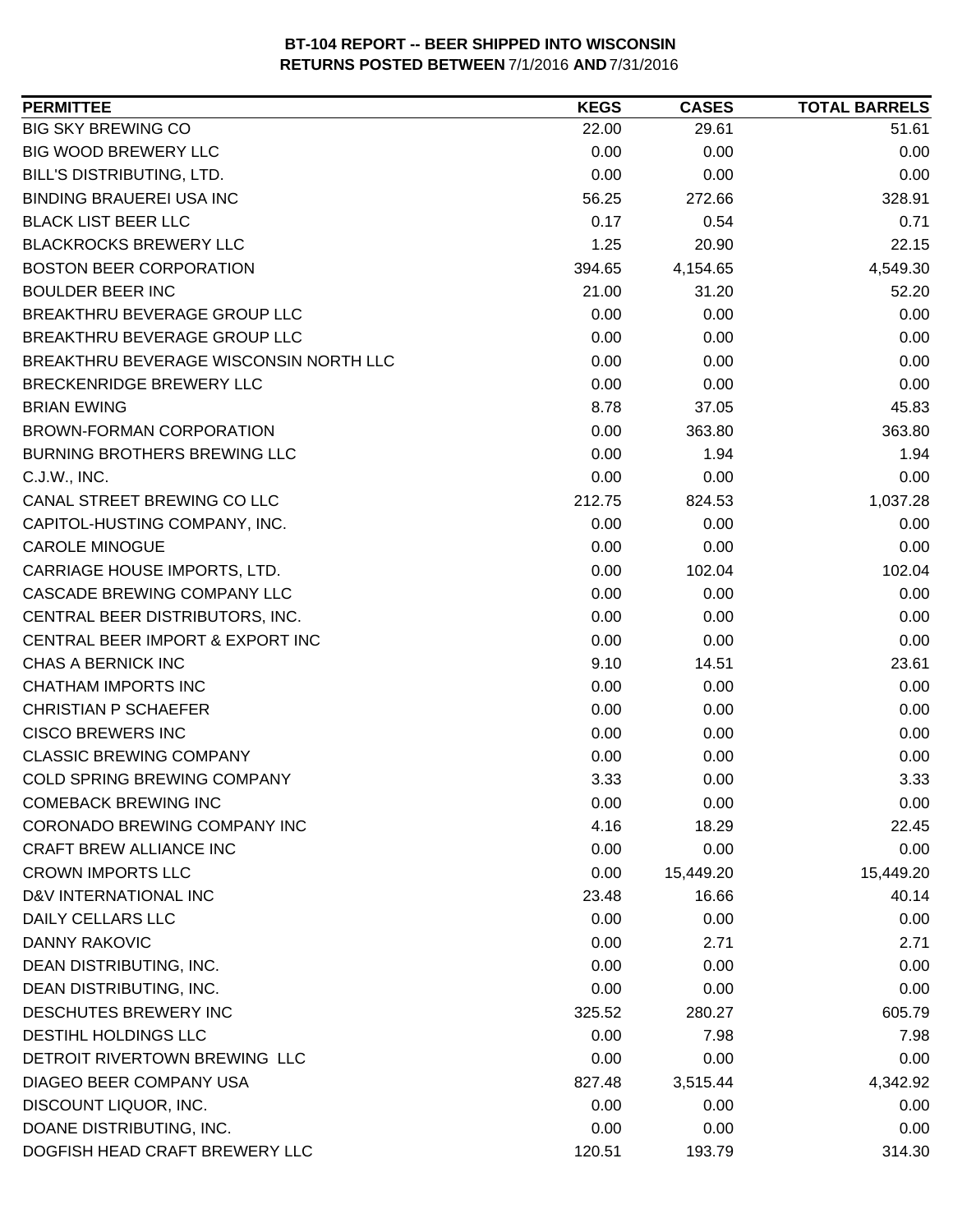**BT-104 REPORT -- BEER SHIPPED INTO WISCONSIN**
**RETURNS POSTED BETWEEN** 7/1/2016 **AND** 7/31/2016

| PERMITTEE | KEGS | CASES | TOTAL BARRELS |
|---|---|---|---|
| BIG SKY BREWING CO | 22.00 | 29.61 | 51.61 |
| BIG WOOD BREWERY LLC | 0.00 | 0.00 | 0.00 |
| BILL'S DISTRIBUTING, LTD. | 0.00 | 0.00 | 0.00 |
| BINDING BRAUEREI USA INC | 56.25 | 272.66 | 328.91 |
| BLACK LIST BEER LLC | 0.17 | 0.54 | 0.71 |
| BLACKROCKS BREWERY LLC | 1.25 | 20.90 | 22.15 |
| BOSTON BEER CORPORATION | 394.65 | 4,154.65 | 4,549.30 |
| BOULDER BEER INC | 21.00 | 31.20 | 52.20 |
| BREAKTHRU BEVERAGE GROUP LLC | 0.00 | 0.00 | 0.00 |
| BREAKTHRU BEVERAGE GROUP LLC | 0.00 | 0.00 | 0.00 |
| BREAKTHRU BEVERAGE WISCONSIN NORTH LLC | 0.00 | 0.00 | 0.00 |
| BRECKENRIDGE BREWERY LLC | 0.00 | 0.00 | 0.00 |
| BRIAN EWING | 8.78 | 37.05 | 45.83 |
| BROWN-FORMAN CORPORATION | 0.00 | 363.80 | 363.80 |
| BURNING BROTHERS BREWING LLC | 0.00 | 1.94 | 1.94 |
| C.J.W., INC. | 0.00 | 0.00 | 0.00 |
| CANAL STREET BREWING CO LLC | 212.75 | 824.53 | 1,037.28 |
| CAPITOL-HUSTING COMPANY, INC. | 0.00 | 0.00 | 0.00 |
| CAROLE MINOGUE | 0.00 | 0.00 | 0.00 |
| CARRIAGE HOUSE IMPORTS, LTD. | 0.00 | 102.04 | 102.04 |
| CASCADE BREWING COMPANY LLC | 0.00 | 0.00 | 0.00 |
| CENTRAL BEER DISTRIBUTORS, INC. | 0.00 | 0.00 | 0.00 |
| CENTRAL BEER IMPORT & EXPORT INC | 0.00 | 0.00 | 0.00 |
| CHAS A BERNICK INC | 9.10 | 14.51 | 23.61 |
| CHATHAM IMPORTS INC | 0.00 | 0.00 | 0.00 |
| CHRISTIAN P SCHAEFER | 0.00 | 0.00 | 0.00 |
| CISCO BREWERS INC | 0.00 | 0.00 | 0.00 |
| CLASSIC BREWING COMPANY | 0.00 | 0.00 | 0.00 |
| COLD SPRING BREWING COMPANY | 3.33 | 0.00 | 3.33 |
| COMEBACK BREWING INC | 0.00 | 0.00 | 0.00 |
| CORONADO BREWING COMPANY INC | 4.16 | 18.29 | 22.45 |
| CRAFT BREW ALLIANCE INC | 0.00 | 0.00 | 0.00 |
| CROWN IMPORTS LLC | 0.00 | 15,449.20 | 15,449.20 |
| D&V INTERNATIONAL INC | 23.48 | 16.66 | 40.14 |
| DAILY CELLARS LLC | 0.00 | 0.00 | 0.00 |
| DANNY RAKOVIC | 0.00 | 2.71 | 2.71 |
| DEAN DISTRIBUTING, INC. | 0.00 | 0.00 | 0.00 |
| DEAN DISTRIBUTING, INC. | 0.00 | 0.00 | 0.00 |
| DESCHUTES BREWERY INC | 325.52 | 280.27 | 605.79 |
| DESTIHL HOLDINGS LLC | 0.00 | 7.98 | 7.98 |
| DETROIT RIVERTOWN BREWING LLC | 0.00 | 0.00 | 0.00 |
| DIAGEO BEER COMPANY USA | 827.48 | 3,515.44 | 4,342.92 |
| DISCOUNT LIQUOR, INC. | 0.00 | 0.00 | 0.00 |
| DOANE DISTRIBUTING, INC. | 0.00 | 0.00 | 0.00 |
| DOGFISH HEAD CRAFT BREWERY LLC | 120.51 | 193.79 | 314.30 |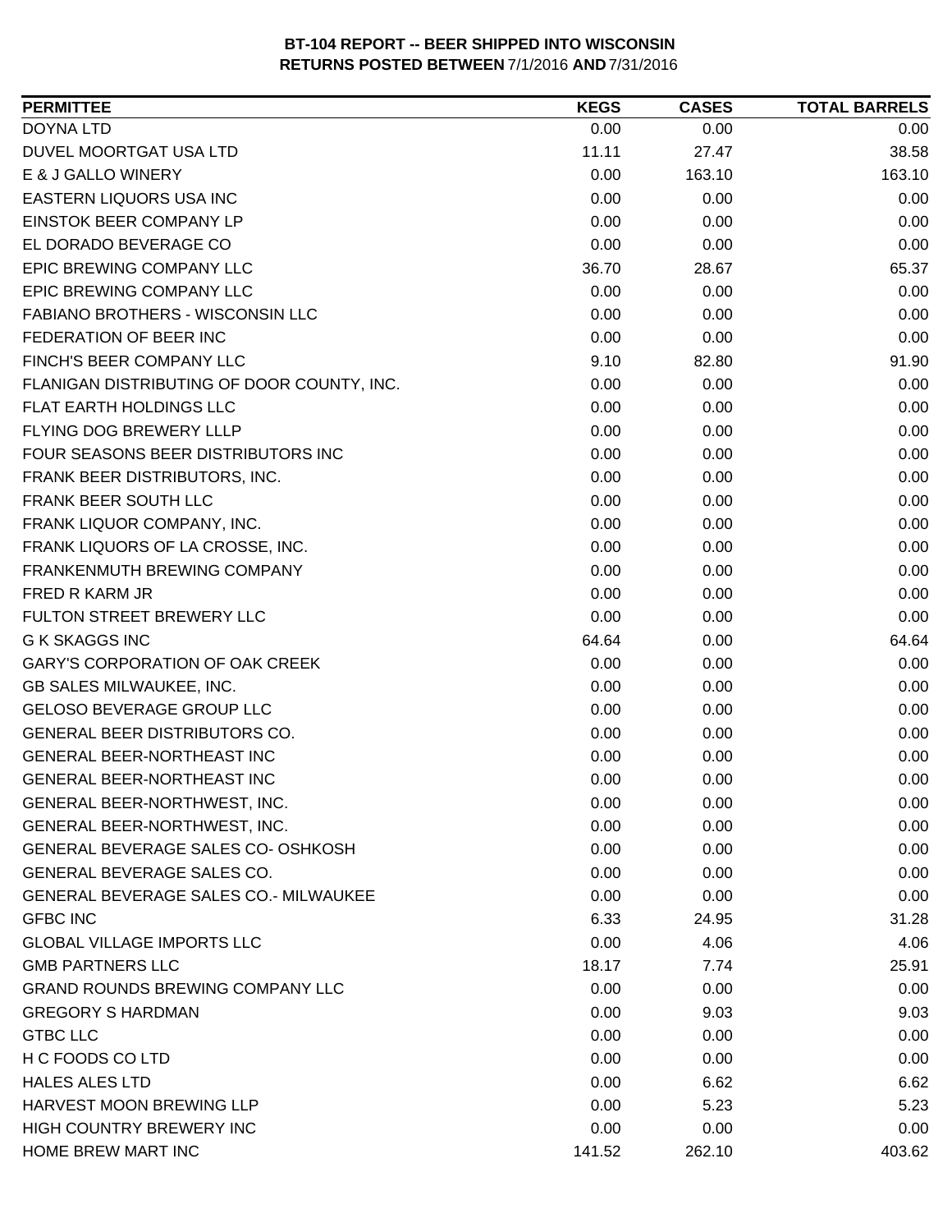**BT-104 REPORT -- BEER SHIPPED INTO WISCONSIN**
**RETURNS POSTED BETWEEN 7/1/2016 AND 7/31/2016**

| PERMITTEE | KEGS | CASES | TOTAL BARRELS |
|---|---|---|---|
| DOYNA LTD | 0.00 | 0.00 | 0.00 |
| DUVEL MOORTGAT USA LTD | 11.11 | 27.47 | 38.58 |
| E & J GALLO WINERY | 0.00 | 163.10 | 163.10 |
| EASTERN LIQUORS USA INC | 0.00 | 0.00 | 0.00 |
| EINSTOK BEER COMPANY LP | 0.00 | 0.00 | 0.00 |
| EL DORADO BEVERAGE CO | 0.00 | 0.00 | 0.00 |
| EPIC BREWING COMPANY LLC | 36.70 | 28.67 | 65.37 |
| EPIC BREWING COMPANY LLC | 0.00 | 0.00 | 0.00 |
| FABIANO BROTHERS - WISCONSIN LLC | 0.00 | 0.00 | 0.00 |
| FEDERATION OF BEER INC | 0.00 | 0.00 | 0.00 |
| FINCH'S BEER COMPANY LLC | 9.10 | 82.80 | 91.90 |
| FLANIGAN DISTRIBUTING OF DOOR COUNTY, INC. | 0.00 | 0.00 | 0.00 |
| FLAT EARTH HOLDINGS LLC | 0.00 | 0.00 | 0.00 |
| FLYING DOG BREWERY LLLP | 0.00 | 0.00 | 0.00 |
| FOUR SEASONS BEER DISTRIBUTORS INC | 0.00 | 0.00 | 0.00 |
| FRANK BEER DISTRIBUTORS, INC. | 0.00 | 0.00 | 0.00 |
| FRANK BEER SOUTH LLC | 0.00 | 0.00 | 0.00 |
| FRANK LIQUOR COMPANY, INC. | 0.00 | 0.00 | 0.00 |
| FRANK LIQUORS OF LA CROSSE, INC. | 0.00 | 0.00 | 0.00 |
| FRANKENMUTH BREWING COMPANY | 0.00 | 0.00 | 0.00 |
| FRED R KARM JR | 0.00 | 0.00 | 0.00 |
| FULTON STREET BREWERY LLC | 0.00 | 0.00 | 0.00 |
| G K SKAGGS INC | 64.64 | 0.00 | 64.64 |
| GARY'S CORPORATION OF OAK CREEK | 0.00 | 0.00 | 0.00 |
| GB SALES MILWAUKEE, INC. | 0.00 | 0.00 | 0.00 |
| GELOSO BEVERAGE GROUP LLC | 0.00 | 0.00 | 0.00 |
| GENERAL BEER DISTRIBUTORS CO. | 0.00 | 0.00 | 0.00 |
| GENERAL BEER-NORTHEAST INC | 0.00 | 0.00 | 0.00 |
| GENERAL BEER-NORTHEAST INC | 0.00 | 0.00 | 0.00 |
| GENERAL BEER-NORTHWEST, INC. | 0.00 | 0.00 | 0.00 |
| GENERAL BEER-NORTHWEST, INC. | 0.00 | 0.00 | 0.00 |
| GENERAL BEVERAGE SALES CO- OSHKOSH | 0.00 | 0.00 | 0.00 |
| GENERAL BEVERAGE SALES CO. | 0.00 | 0.00 | 0.00 |
| GENERAL BEVERAGE SALES CO.- MILWAUKEE | 0.00 | 0.00 | 0.00 |
| GFBC INC | 6.33 | 24.95 | 31.28 |
| GLOBAL VILLAGE IMPORTS LLC | 0.00 | 4.06 | 4.06 |
| GMB PARTNERS LLC | 18.17 | 7.74 | 25.91 |
| GRAND ROUNDS BREWING COMPANY LLC | 0.00 | 0.00 | 0.00 |
| GREGORY S HARDMAN | 0.00 | 9.03 | 9.03 |
| GTBC LLC | 0.00 | 0.00 | 0.00 |
| H C FOODS CO LTD | 0.00 | 0.00 | 0.00 |
| HALES ALES LTD | 0.00 | 6.62 | 6.62 |
| HARVEST MOON BREWING LLP | 0.00 | 5.23 | 5.23 |
| HIGH COUNTRY BREWERY INC | 0.00 | 0.00 | 0.00 |
| HOME BREW MART INC | 141.52 | 262.10 | 403.62 |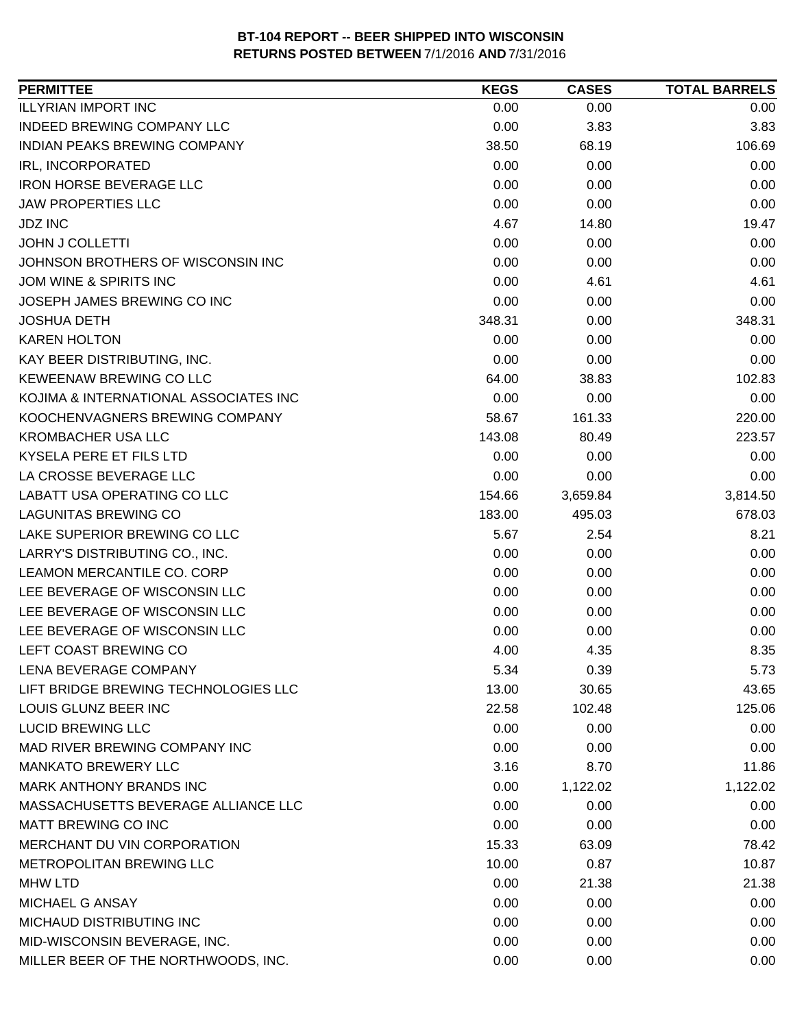**BT-104 REPORT -- BEER SHIPPED INTO WISCONSIN**
**RETURNS POSTED BETWEEN** 7/1/2016 **AND** 7/31/2016

| PERMITTEE | KEGS | CASES | TOTAL BARRELS |
|---|---|---|---|
| ILLYRIAN IMPORT INC | 0.00 | 0.00 | 0.00 |
| INDEED BREWING COMPANY LLC | 0.00 | 3.83 | 3.83 |
| INDIAN PEAKS BREWING COMPANY | 38.50 | 68.19 | 106.69 |
| IRL, INCORPORATED | 0.00 | 0.00 | 0.00 |
| IRON HORSE BEVERAGE LLC | 0.00 | 0.00 | 0.00 |
| JAW PROPERTIES LLC | 0.00 | 0.00 | 0.00 |
| JDZ INC | 4.67 | 14.80 | 19.47 |
| JOHN J COLLETTI | 0.00 | 0.00 | 0.00 |
| JOHNSON BROTHERS OF WISCONSIN INC | 0.00 | 0.00 | 0.00 |
| JOM WINE & SPIRITS INC | 0.00 | 4.61 | 4.61 |
| JOSEPH JAMES BREWING CO INC | 0.00 | 0.00 | 0.00 |
| JOSHUA DETH | 348.31 | 0.00 | 348.31 |
| KAREN HOLTON | 0.00 | 0.00 | 0.00 |
| KAY BEER DISTRIBUTING, INC. | 0.00 | 0.00 | 0.00 |
| KEWEENAW BREWING CO LLC | 64.00 | 38.83 | 102.83 |
| KOJIMA & INTERNATIONAL ASSOCIATES INC | 0.00 | 0.00 | 0.00 |
| KOOCHENVAGNERS BREWING COMPANY | 58.67 | 161.33 | 220.00 |
| KROMBACHER USA LLC | 143.08 | 80.49 | 223.57 |
| KYSELA PERE ET FILS LTD | 0.00 | 0.00 | 0.00 |
| LA CROSSE BEVERAGE LLC | 0.00 | 0.00 | 0.00 |
| LABATT USA OPERATING CO LLC | 154.66 | 3,659.84 | 3,814.50 |
| LAGUNITAS BREWING CO | 183.00 | 495.03 | 678.03 |
| LAKE SUPERIOR BREWING CO LLC | 5.67 | 2.54 | 8.21 |
| LARRY'S DISTRIBUTING CO., INC. | 0.00 | 0.00 | 0.00 |
| LEAMON MERCANTILE CO. CORP | 0.00 | 0.00 | 0.00 |
| LEE BEVERAGE OF WISCONSIN LLC | 0.00 | 0.00 | 0.00 |
| LEE BEVERAGE OF WISCONSIN LLC | 0.00 | 0.00 | 0.00 |
| LEE BEVERAGE OF WISCONSIN LLC | 0.00 | 0.00 | 0.00 |
| LEFT COAST BREWING CO | 4.00 | 4.35 | 8.35 |
| LENA BEVERAGE COMPANY | 5.34 | 0.39 | 5.73 |
| LIFT BRIDGE BREWING TECHNOLOGIES LLC | 13.00 | 30.65 | 43.65 |
| LOUIS GLUNZ BEER INC | 22.58 | 102.48 | 125.06 |
| LUCID BREWING LLC | 0.00 | 0.00 | 0.00 |
| MAD RIVER BREWING COMPANY INC | 0.00 | 0.00 | 0.00 |
| MANKATO BREWERY LLC | 3.16 | 8.70 | 11.86 |
| MARK ANTHONY BRANDS INC | 0.00 | 1,122.02 | 1,122.02 |
| MASSACHUSETTS BEVERAGE ALLIANCE LLC | 0.00 | 0.00 | 0.00 |
| MATT BREWING CO INC | 0.00 | 0.00 | 0.00 |
| MERCHANT DU VIN CORPORATION | 15.33 | 63.09 | 78.42 |
| METROPOLITAN BREWING LLC | 10.00 | 0.87 | 10.87 |
| MHW LTD | 0.00 | 21.38 | 21.38 |
| MICHAEL G ANSAY | 0.00 | 0.00 | 0.00 |
| MICHAUD DISTRIBUTING INC | 0.00 | 0.00 | 0.00 |
| MID-WISCONSIN BEVERAGE, INC. | 0.00 | 0.00 | 0.00 |
| MILLER BEER OF THE NORTHWOODS, INC. | 0.00 | 0.00 | 0.00 |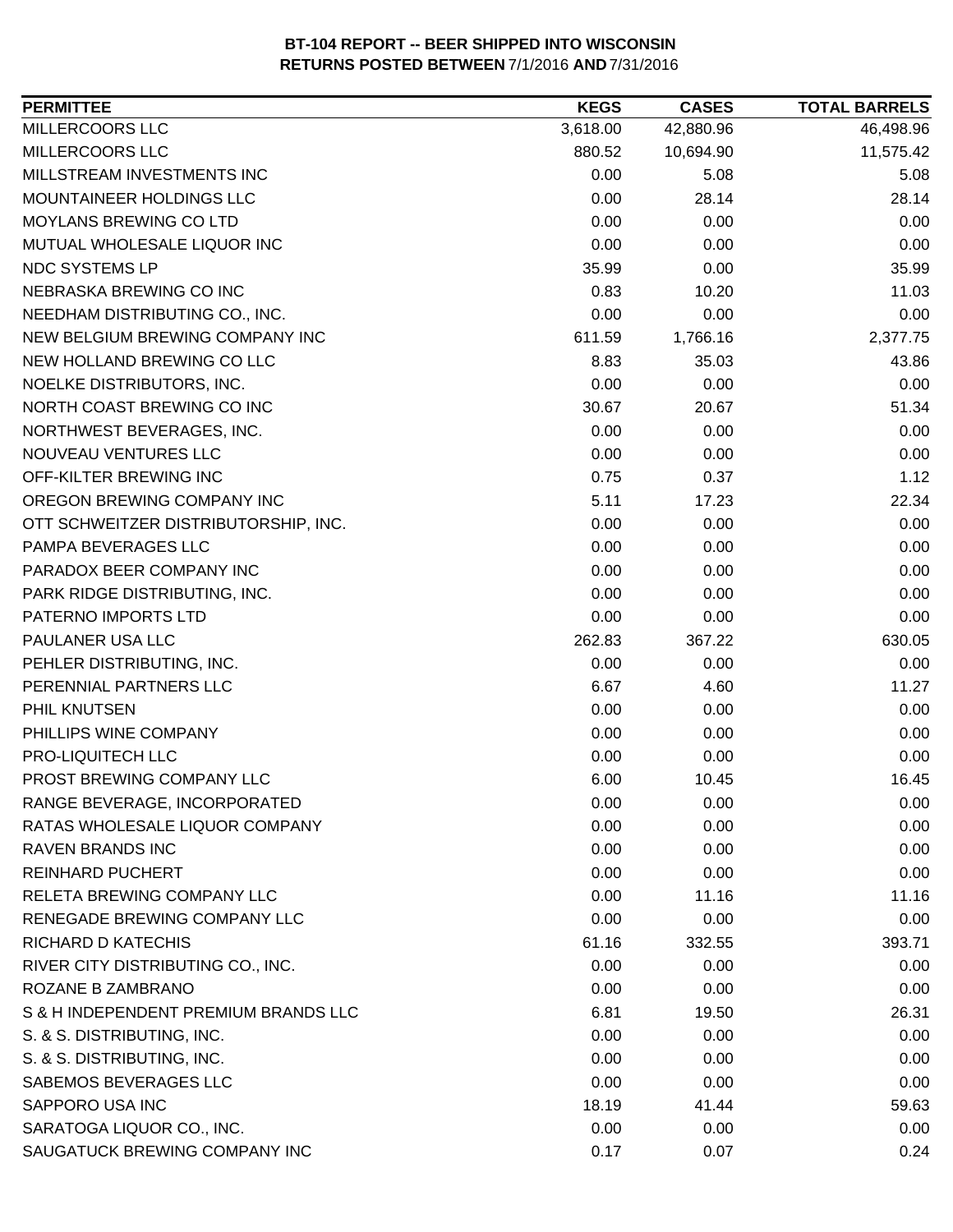**BT-104 REPORT -- BEER SHIPPED INTO WISCONSIN**
**RETURNS POSTED BETWEEN 7/1/2016 AND 7/31/2016**

| PERMITTEE | KEGS | CASES | TOTAL BARRELS |
|---|---|---|---|
| MILLERCOORS LLC | 3,618.00 | 42,880.96 | 46,498.96 |
| MILLERCOORS LLC | 880.52 | 10,694.90 | 11,575.42 |
| MILLSTREAM INVESTMENTS INC | 0.00 | 5.08 | 5.08 |
| MOUNTAINEER HOLDINGS LLC | 0.00 | 28.14 | 28.14 |
| MOYLANS BREWING CO LTD | 0.00 | 0.00 | 0.00 |
| MUTUAL WHOLESALE LIQUOR INC | 0.00 | 0.00 | 0.00 |
| NDC SYSTEMS LP | 35.99 | 0.00 | 35.99 |
| NEBRASKA BREWING CO INC | 0.83 | 10.20 | 11.03 |
| NEEDHAM DISTRIBUTING CO., INC. | 0.00 | 0.00 | 0.00 |
| NEW BELGIUM BREWING COMPANY INC | 611.59 | 1,766.16 | 2,377.75 |
| NEW HOLLAND BREWING CO LLC | 8.83 | 35.03 | 43.86 |
| NOELKE DISTRIBUTORS, INC. | 0.00 | 0.00 | 0.00 |
| NORTH COAST BREWING CO INC | 30.67 | 20.67 | 51.34 |
| NORTHWEST BEVERAGES, INC. | 0.00 | 0.00 | 0.00 |
| NOUVEAU VENTURES LLC | 0.00 | 0.00 | 0.00 |
| OFF-KILTER BREWING INC | 0.75 | 0.37 | 1.12 |
| OREGON BREWING COMPANY INC | 5.11 | 17.23 | 22.34 |
| OTT SCHWEITZER DISTRIBUTORSHIP, INC. | 0.00 | 0.00 | 0.00 |
| PAMPA BEVERAGES LLC | 0.00 | 0.00 | 0.00 |
| PARADOX BEER COMPANY INC | 0.00 | 0.00 | 0.00 |
| PARK RIDGE DISTRIBUTING, INC. | 0.00 | 0.00 | 0.00 |
| PATERNO IMPORTS LTD | 0.00 | 0.00 | 0.00 |
| PAULANER USA LLC | 262.83 | 367.22 | 630.05 |
| PEHLER DISTRIBUTING, INC. | 0.00 | 0.00 | 0.00 |
| PERENNIAL PARTNERS LLC | 6.67 | 4.60 | 11.27 |
| PHIL KNUTSEN | 0.00 | 0.00 | 0.00 |
| PHILLIPS WINE COMPANY | 0.00 | 0.00 | 0.00 |
| PRO-LIQUITECH LLC | 0.00 | 0.00 | 0.00 |
| PROST BREWING COMPANY LLC | 6.00 | 10.45 | 16.45 |
| RANGE BEVERAGE, INCORPORATED | 0.00 | 0.00 | 0.00 |
| RATAS WHOLESALE LIQUOR COMPANY | 0.00 | 0.00 | 0.00 |
| RAVEN BRANDS INC | 0.00 | 0.00 | 0.00 |
| REINHARD PUCHERT | 0.00 | 0.00 | 0.00 |
| RELETA BREWING COMPANY LLC | 0.00 | 11.16 | 11.16 |
| RENEGADE BREWING COMPANY LLC | 0.00 | 0.00 | 0.00 |
| RICHARD D KATECHIS | 61.16 | 332.55 | 393.71 |
| RIVER CITY DISTRIBUTING CO., INC. | 0.00 | 0.00 | 0.00 |
| ROZANE B ZAMBRANO | 0.00 | 0.00 | 0.00 |
| S & H INDEPENDENT PREMIUM BRANDS LLC | 6.81 | 19.50 | 26.31 |
| S. & S. DISTRIBUTING, INC. | 0.00 | 0.00 | 0.00 |
| S. & S. DISTRIBUTING, INC. | 0.00 | 0.00 | 0.00 |
| SABEMOS BEVERAGES LLC | 0.00 | 0.00 | 0.00 |
| SAPPORO USA INC | 18.19 | 41.44 | 59.63 |
| SARATOGA LIQUOR CO., INC. | 0.00 | 0.00 | 0.00 |
| SAUGATUCK BREWING COMPANY INC | 0.17 | 0.07 | 0.24 |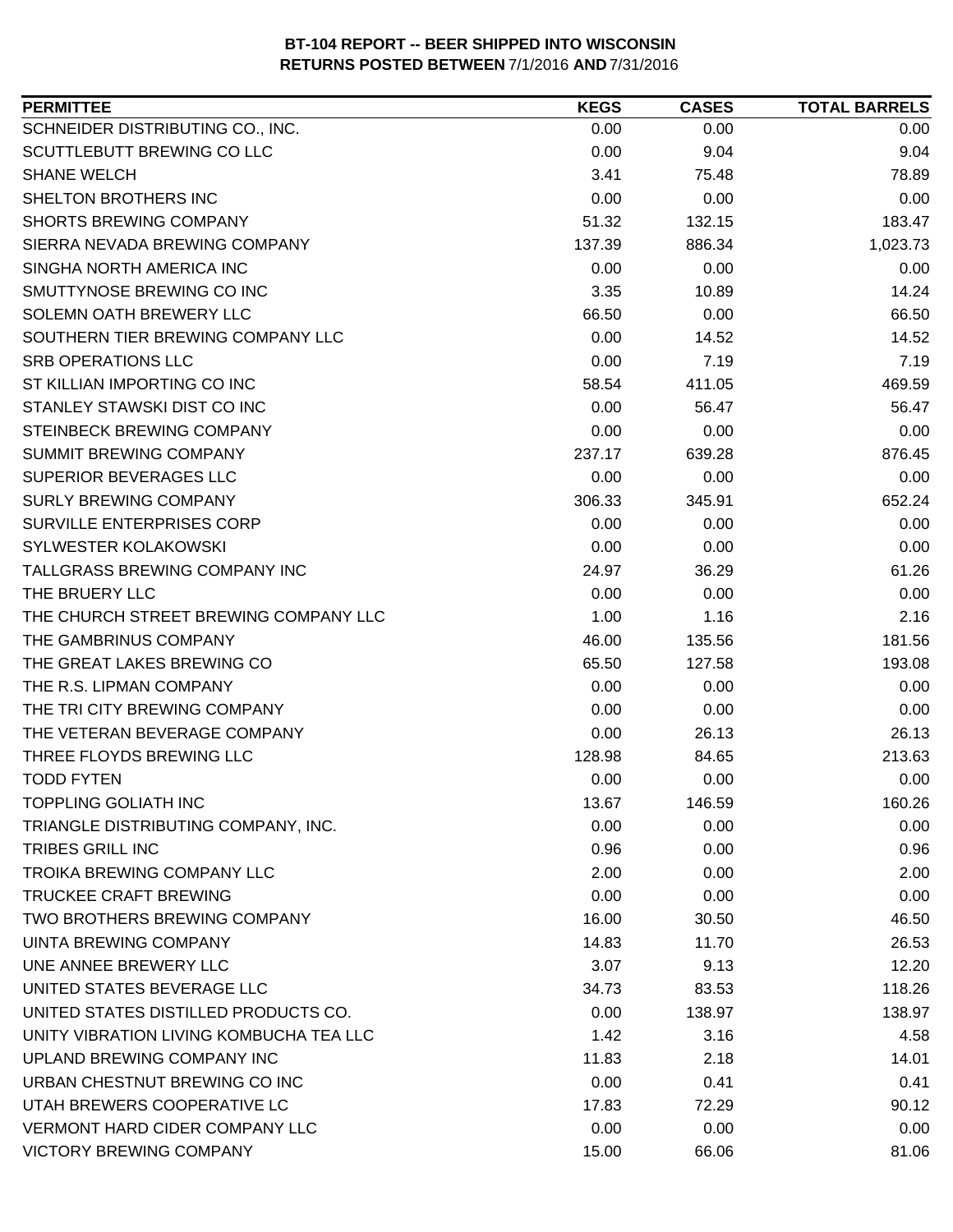**BT-104 REPORT -- BEER SHIPPED INTO WISCONSIN**
**RETURNS POSTED BETWEEN** 7/1/2016 **AND** 7/31/2016

| PERMITTEE | KEGS | CASES | TOTAL BARRELS |
|---|---|---|---|
| SCHNEIDER DISTRIBUTING CO., INC. | 0.00 | 0.00 | 0.00 |
| SCUTTLEBUTT BREWING CO LLC | 0.00 | 9.04 | 9.04 |
| SHANE WELCH | 3.41 | 75.48 | 78.89 |
| SHELTON BROTHERS INC | 0.00 | 0.00 | 0.00 |
| SHORTS BREWING COMPANY | 51.32 | 132.15 | 183.47 |
| SIERRA NEVADA BREWING COMPANY | 137.39 | 886.34 | 1,023.73 |
| SINGHA NORTH AMERICA INC | 0.00 | 0.00 | 0.00 |
| SMUTTYNOSE BREWING CO INC | 3.35 | 10.89 | 14.24 |
| SOLEMN OATH BREWERY LLC | 66.50 | 0.00 | 66.50 |
| SOUTHERN TIER BREWING COMPANY LLC | 0.00 | 14.52 | 14.52 |
| SRB OPERATIONS LLC | 0.00 | 7.19 | 7.19 |
| ST KILLIAN IMPORTING CO INC | 58.54 | 411.05 | 469.59 |
| STANLEY STAWSKI DIST CO INC | 0.00 | 56.47 | 56.47 |
| STEINBECK BREWING COMPANY | 0.00 | 0.00 | 0.00 |
| SUMMIT BREWING COMPANY | 237.17 | 639.28 | 876.45 |
| SUPERIOR BEVERAGES LLC | 0.00 | 0.00 | 0.00 |
| SURLY BREWING COMPANY | 306.33 | 345.91 | 652.24 |
| SURVILLE ENTERPRISES CORP | 0.00 | 0.00 | 0.00 |
| SYLWESTER KOLAKOWSKI | 0.00 | 0.00 | 0.00 |
| TALLGRASS BREWING COMPANY INC | 24.97 | 36.29 | 61.26 |
| THE BRUERY LLC | 0.00 | 0.00 | 0.00 |
| THE CHURCH STREET BREWING COMPANY LLC | 1.00 | 1.16 | 2.16 |
| THE GAMBRINUS COMPANY | 46.00 | 135.56 | 181.56 |
| THE GREAT LAKES BREWING CO | 65.50 | 127.58 | 193.08 |
| THE R.S. LIPMAN COMPANY | 0.00 | 0.00 | 0.00 |
| THE TRI CITY BREWING COMPANY | 0.00 | 0.00 | 0.00 |
| THE VETERAN BEVERAGE COMPANY | 0.00 | 26.13 | 26.13 |
| THREE FLOYDS BREWING LLC | 128.98 | 84.65 | 213.63 |
| TODD FYTEN | 0.00 | 0.00 | 0.00 |
| TOPPLING GOLIATH INC | 13.67 | 146.59 | 160.26 |
| TRIANGLE DISTRIBUTING COMPANY, INC. | 0.00 | 0.00 | 0.00 |
| TRIBES GRILL INC | 0.96 | 0.00 | 0.96 |
| TROIKA BREWING COMPANY LLC | 2.00 | 0.00 | 2.00 |
| TRUCKEE CRAFT BREWING | 0.00 | 0.00 | 0.00 |
| TWO BROTHERS BREWING COMPANY | 16.00 | 30.50 | 46.50 |
| UINTA BREWING COMPANY | 14.83 | 11.70 | 26.53 |
| UNE ANNEE BREWERY LLC | 3.07 | 9.13 | 12.20 |
| UNITED STATES BEVERAGE LLC | 34.73 | 83.53 | 118.26 |
| UNITED STATES DISTILLED PRODUCTS CO. | 0.00 | 138.97 | 138.97 |
| UNITY VIBRATION LIVING KOMBUCHA TEA LLC | 1.42 | 3.16 | 4.58 |
| UPLAND BREWING COMPANY INC | 11.83 | 2.18 | 14.01 |
| URBAN CHESTNUT BREWING CO INC | 0.00 | 0.41 | 0.41 |
| UTAH BREWERS COOPERATIVE LC | 17.83 | 72.29 | 90.12 |
| VERMONT HARD CIDER COMPANY LLC | 0.00 | 0.00 | 0.00 |
| VICTORY BREWING COMPANY | 15.00 | 66.06 | 81.06 |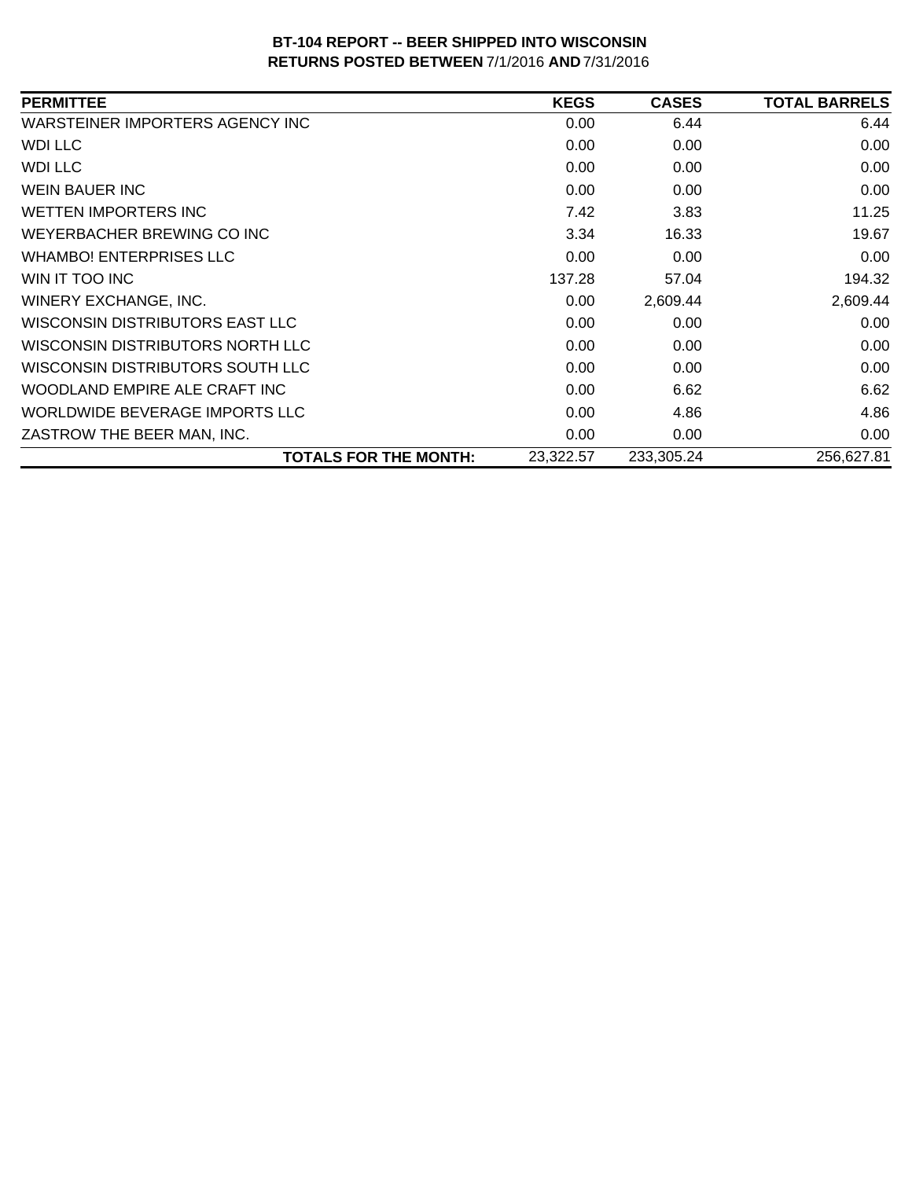**BT-104 REPORT -- BEER SHIPPED INTO WISCONSIN**
**RETURNS POSTED BETWEEN** 7/1/2016 **AND** 7/31/2016

| PERMITTEE | KEGS | CASES | TOTAL BARRELS |
|---|---|---|---|
| WARSTEINER IMPORTERS AGENCY INC | 0.00 | 6.44 | 6.44 |
| WDI LLC | 0.00 | 0.00 | 0.00 |
| WDI LLC | 0.00 | 0.00 | 0.00 |
| WEIN BAUER INC | 0.00 | 0.00 | 0.00 |
| WETTEN IMPORTERS INC | 7.42 | 3.83 | 11.25 |
| WEYERBACHER BREWING CO INC | 3.34 | 16.33 | 19.67 |
| WHAMBO! ENTERPRISES LLC | 0.00 | 0.00 | 0.00 |
| WIN IT TOO INC | 137.28 | 57.04 | 194.32 |
| WINERY EXCHANGE, INC. | 0.00 | 2,609.44 | 2,609.44 |
| WISCONSIN DISTRIBUTORS EAST LLC | 0.00 | 0.00 | 0.00 |
| WISCONSIN DISTRIBUTORS NORTH LLC | 0.00 | 0.00 | 0.00 |
| WISCONSIN DISTRIBUTORS SOUTH LLC | 0.00 | 0.00 | 0.00 |
| WOODLAND EMPIRE ALE CRAFT INC | 0.00 | 6.62 | 6.62 |
| WORLDWIDE BEVERAGE IMPORTS LLC | 0.00 | 4.86 | 4.86 |
| ZASTROW THE BEER MAN, INC. | 0.00 | 0.00 | 0.00 |
| **TOTALS FOR THE MONTH:** | 23,322.57 | 233,305.24 | 256,627.81 |